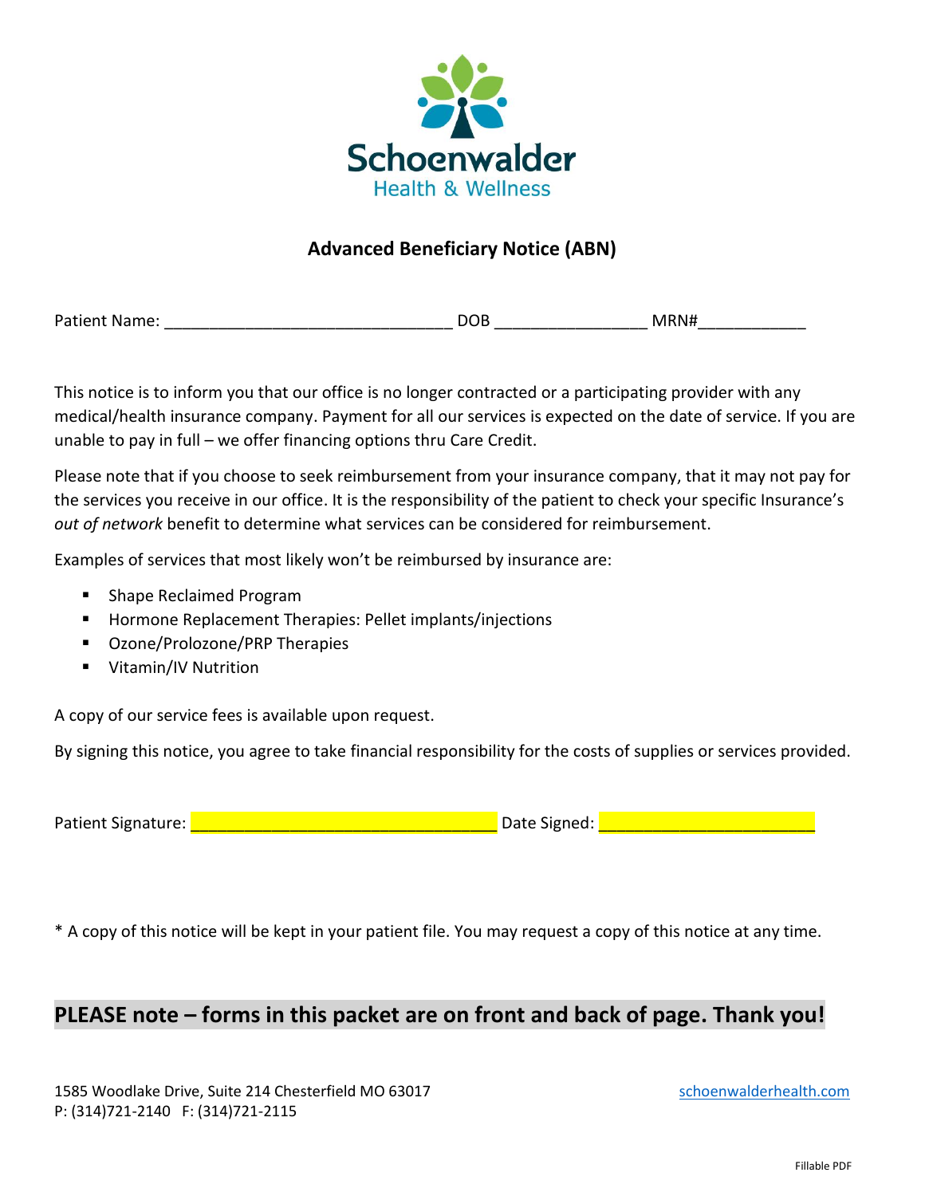# Schoenwalder
Health & Wellness

## Advanced Beneficiary Notice (ABN)

Patient Name: _______________________________ DOB ________________ MRN#___________

This notice is to inform you that our office is no longer contracted or a participating provider with any medical/health insurance company. Payment for all our services is expected on the date of service. If you are unable to pay in full – we offer financing options thru Care Credit.

Please note that if you choose to seek reimbursement from your insurance company, that it may not pay for the services you receive in our office. It is the responsibility of the patient to check your specific Insurance's *out of network* benefit to determine what services can be considered for reimbursement.

Examples of services that most likely won't be reimbursed by insurance are:

- Shape Reclaimed Program
- Hormone Replacement Therapies: Pellet implants/injections
- Ozone/Prolozone/PRP Therapies
- Vitamin/IV Nutrition

A copy of our service fees is available upon request.

By signing this notice, you agree to take financial responsibility for the costs of supplies or services provided.

Patient Signature: _________________________________ Date Signed: _______________________

* A copy of this notice will be kept in your patient file. You may request a copy of this notice at any time.

**PLEASE note – forms in this packet are on front and back of page. Thank you!**

1585 Woodlake Drive, Suite 214 Chesterfield MO 63017
P: (314)721-2140 F: (314)721-2115

schoenwalderhealth.com

Fillable PDF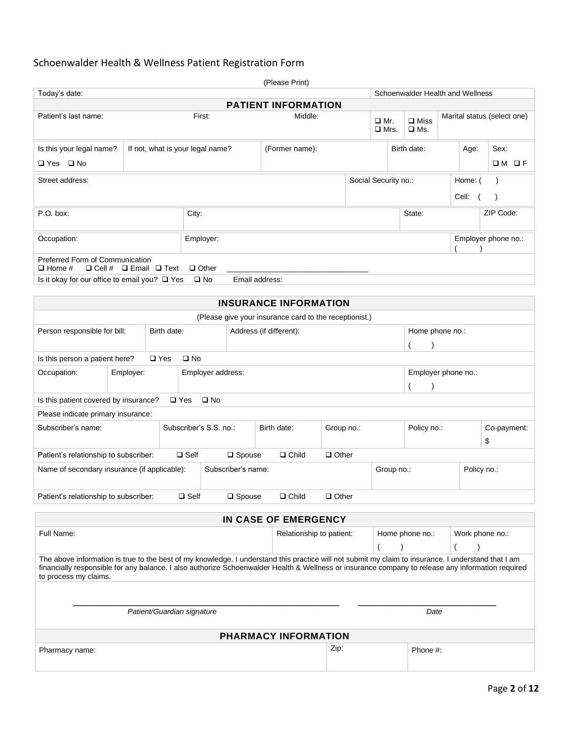# Schoenwalder Health & Wellness Patient Registration Form

(Please Print)

| Today's date: | | | | Schoenwalder Health and Wellness | | |
|---|---|---|---|---|---|---|
| **PATIENT INFORMATION** | | | | | | |
| Patient's last name: | First: | Middle: | ❑ Mr. ❑ Mrs. | ❑ Miss ❑ Ms. | Marital status (select one) | |
| Is this your legal name? ❑ Yes ❑ No | If not, what is your legal name? | (Former name): | Birth date: | | Age: | Sex: ❑ M ❑ F |
| Street address: | | | Social Security no.: | | Home: ( ) Cell: ( ) | |
| P.O. box: | City: | | | State: | | ZIP Code: |
| Occupation: | Employer: | | | | Employer phone no.: ( ) | |
| Preferred Form of Communication ❑ Home # ❑ Cell # ❑ Email ❑ Text ❑ Other \_\_\_\_\_\_\_\_\_\_\_\_\_\_\_\_\_\_\_\_\_\_\_\_\_\_\_\_\_\_ | | | | | | |
| Is it okay for our office to email you? ❑ Yes ❑ No Email address: | | | | | | |

| **INSURANCE INFORMATION** | | | | | | |
|---|---|---|---|---|---|---|
| (Please give your insurance card to the receptionist.) | | | | | | |
| Person responsible for bill: | Birth date: | Address (if different): | | | Home phone no.: ( ) | |
| Is this person a patient here? ❑ Yes ❑ No | | | | | | |
| Occupation: | Employer: | Employer address: | | | Employer phone no.: ( ) | |
| Is this patient covered by insurance? ❑ Yes ❑ No | | | | | | |
| Please indicate primary insurance: | | | | | | |
| Subscriber's name: | Subscriber's S.S. no.: | Birth date: | Group no.: | Policy no.: | | Co-payment: $ |
| Patient's relationship to subscriber: ❑ Self ❑ Spouse ❑ Child ❑ Other | | | | | | |
| Name of secondary insurance (if applicable): | Subscriber's name: | | Group no.: | | Policy no.: | |
| Patient's relationship to subscriber: ❑ Self ❑ Spouse ❑ Child ❑ Other | | | | | | |

| **IN CASE OF EMERGENCY** | | | |
|---|---|---|---|
| Full Name: | Relationship to patient: | Home phone no.: ( ) | Work phone no.: ( ) |

The above information is true to the best of my knowledge. I understand this practice will not submit my claim to insurance. I understand that I am financially responsible for any balance. I also authorize Schoenwalder Health & Wellness or insurance company to release any information required to process my claims.

\_\_\_\_\_\_\_\_\_\_\_\_\_\_\_\_\_\_\_\_\_\_\_\_\_\_\_\_\_\_\_\_\_\_\_\_\_\_\_\_\_\_\_\_ \_\_\_\_\_\_\_\_\_\_\_\_\_\_\_\_\_\_\_\_\_\_\_\_\_\_
*Patient/Guardian signature* *Date*

| **PHARMACY INFORMATION** | | |
|---|---|---|
| Pharmacy name: | Zip: | Phone #: |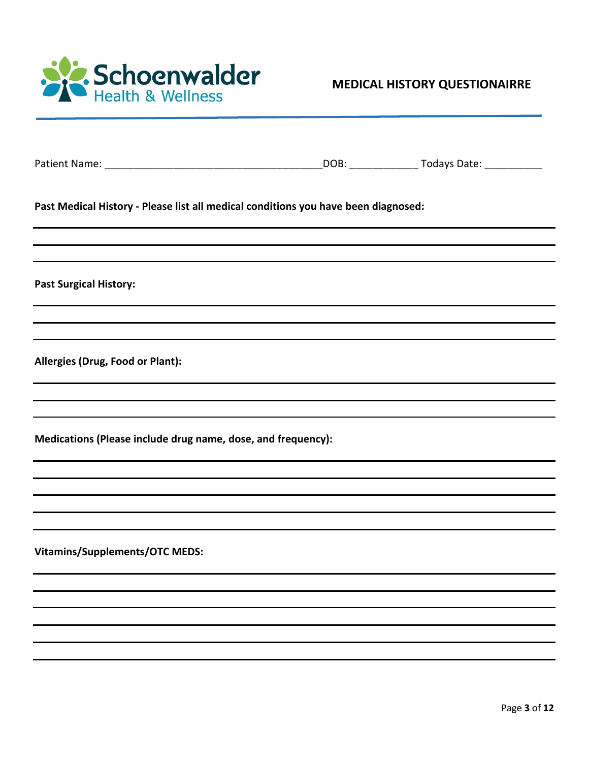Schoenwalder Health & Wellness

# MEDICAL HISTORY QUESTIONAIRRE

Patient Name: ______________________________________DOB: ___________ Todays Date: __________

**Past Medical History - Please list all medical conditions you have been diagnosed:**

**Past Surgical History:**

**Allergies (Drug, Food or Plant):**

**Medications (Please include drug name, dose, and frequency):**

**Vitamins/Supplements/OTC MEDS:**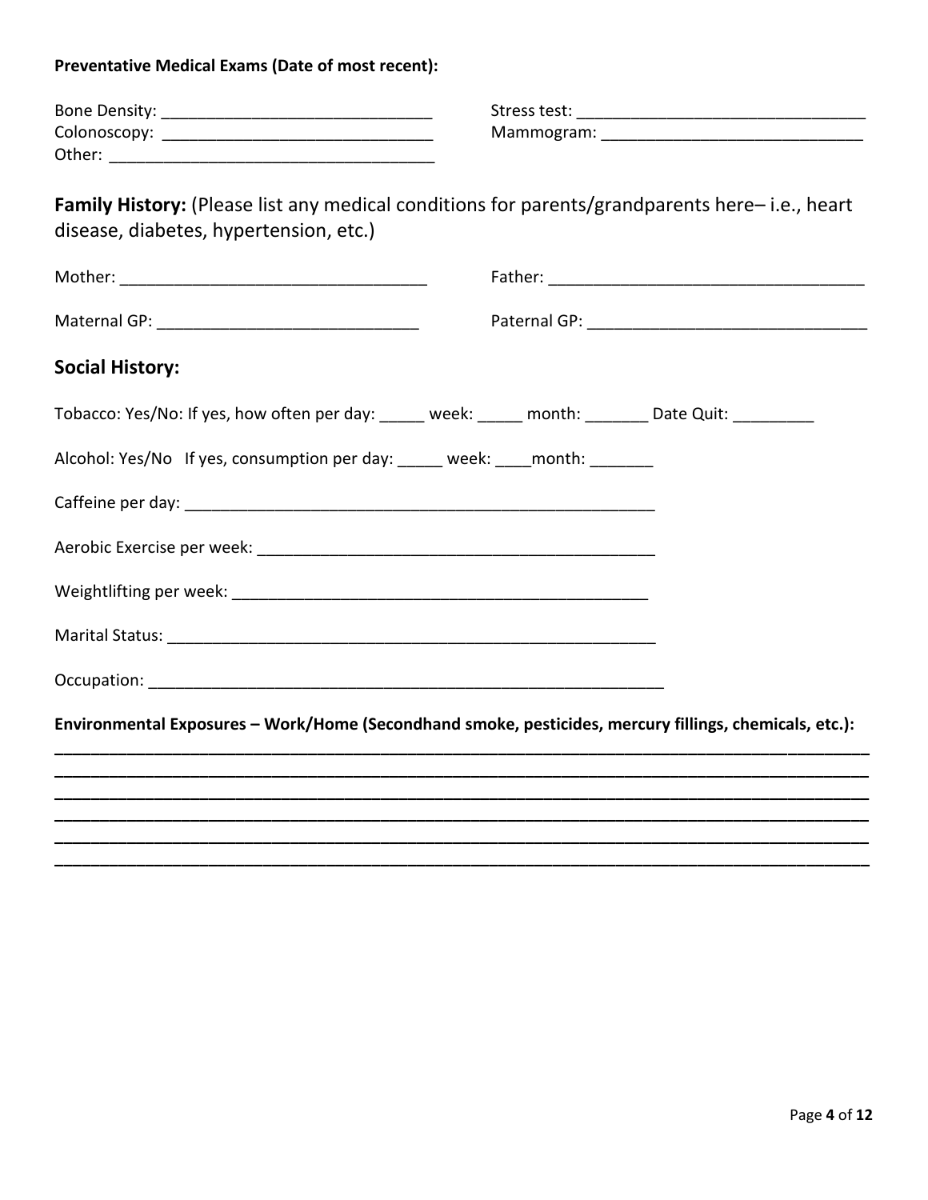**Preventative Medical Exams (Date of most recent):**

Bone Density: ______________________________

Stress test: ________________________________

Colonoscopy: ______________________________

Mammogram: ____________________________

Other: ____________________________________

## **Family History:** (Please list any medical conditions for parents/grandparents here– i.e., heart disease, diabetes, hypertension, etc.)

Mother: _________________________________

Father: __________________________________

Maternal GP: _____________________________

Paternal GP: ______________________________

## Social History:

Tobacco: Yes/No: If yes, how often per day: _____ week: _____ month: _______ Date Quit: _________

Alcohol: Yes/No If yes, consumption per day: _____ week: ____month: _______

Caffeine per day: ______________________________________________________

Aerobic Exercise per week: ____________________________________________

Weightlifting per week: _______________________________________________

Marital Status: _______________________________________________________

Occupation: ___________________________________________________________

**Environmental Exposures – Work/Home (Secondhand smoke, pesticides, mercury fillings, chemicals, etc.):**

______________________________________________________________________________

______________________________________________________________________________

______________________________________________________________________________

______________________________________________________________________________

______________________________________________________________________________

______________________________________________________________________________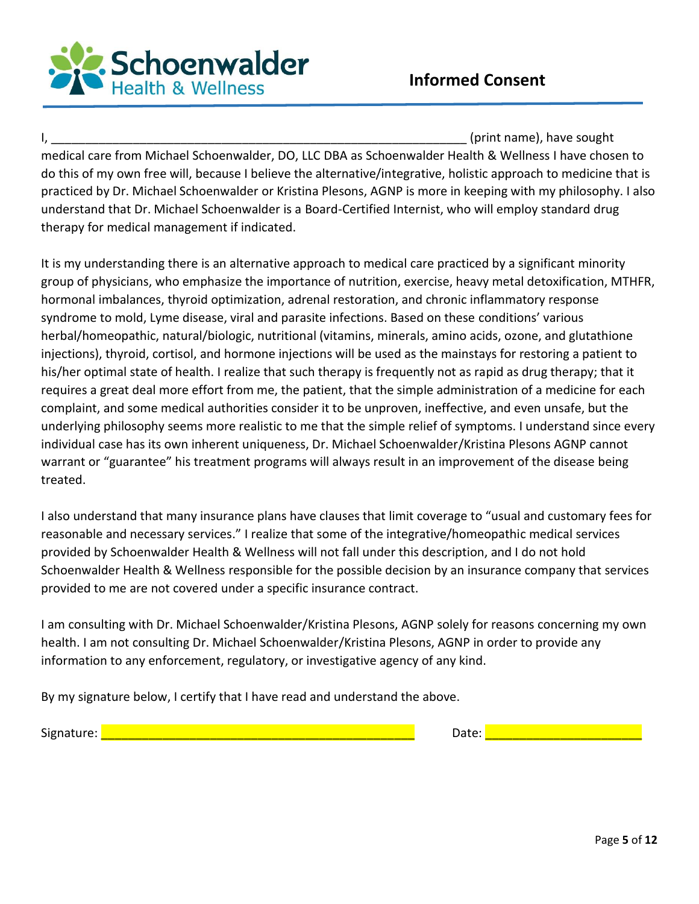Schoenwalder Health & Wellness

# Informed Consent

I, ______________________________________________________________ (print name), have sought medical care from Michael Schoenwalder, DO, LLC DBA as Schoenwalder Health & Wellness I have chosen to do this of my own free will, because I believe the alternative/integrative, holistic approach to medicine that is practiced by Dr. Michael Schoenwalder or Kristina Plesons, AGNP is more in keeping with my philosophy. I also understand that Dr. Michael Schoenwalder is a Board-Certified Internist, who will employ standard drug therapy for medical management if indicated.

It is my understanding there is an alternative approach to medical care practiced by a significant minority group of physicians, who emphasize the importance of nutrition, exercise, heavy metal detoxification, MTHFR, hormonal imbalances, thyroid optimization, adrenal restoration, and chronic inflammatory response syndrome to mold, Lyme disease, viral and parasite infections. Based on these conditions' various herbal/homeopathic, natural/biologic, nutritional (vitamins, minerals, amino acids, ozone, and glutathione injections), thyroid, cortisol, and hormone injections will be used as the mainstays for restoring a patient to his/her optimal state of health. I realize that such therapy is frequently not as rapid as drug therapy; that it requires a great deal more effort from me, the patient, that the simple administration of a medicine for each complaint, and some medical authorities consider it to be unproven, ineffective, and even unsafe, but the underlying philosophy seems more realistic to me that the simple relief of symptoms. I understand since every individual case has its own inherent uniqueness, Dr. Michael Schoenwalder/Kristina Plesons AGNP cannot warrant or "guarantee" his treatment programs will always result in an improvement of the disease being treated.

I also understand that many insurance plans have clauses that limit coverage to "usual and customary fees for reasonable and necessary services." I realize that some of the integrative/homeopathic medical services provided by Schoenwalder Health & Wellness will not fall under this description, and I do not hold Schoenwalder Health & Wellness responsible for the possible decision by an insurance company that services provided to me are not covered under a specific insurance contract.

I am consulting with Dr. Michael Schoenwalder/Kristina Plesons, AGNP solely for reasons concerning my own health. I am not consulting Dr. Michael Schoenwalder/Kristina Plesons, AGNP in order to provide any information to any enforcement, regulatory, or investigative agency of any kind.

By my signature below, I certify that I have read and understand the above.

Signature: _____________________________________________ Date: ______________________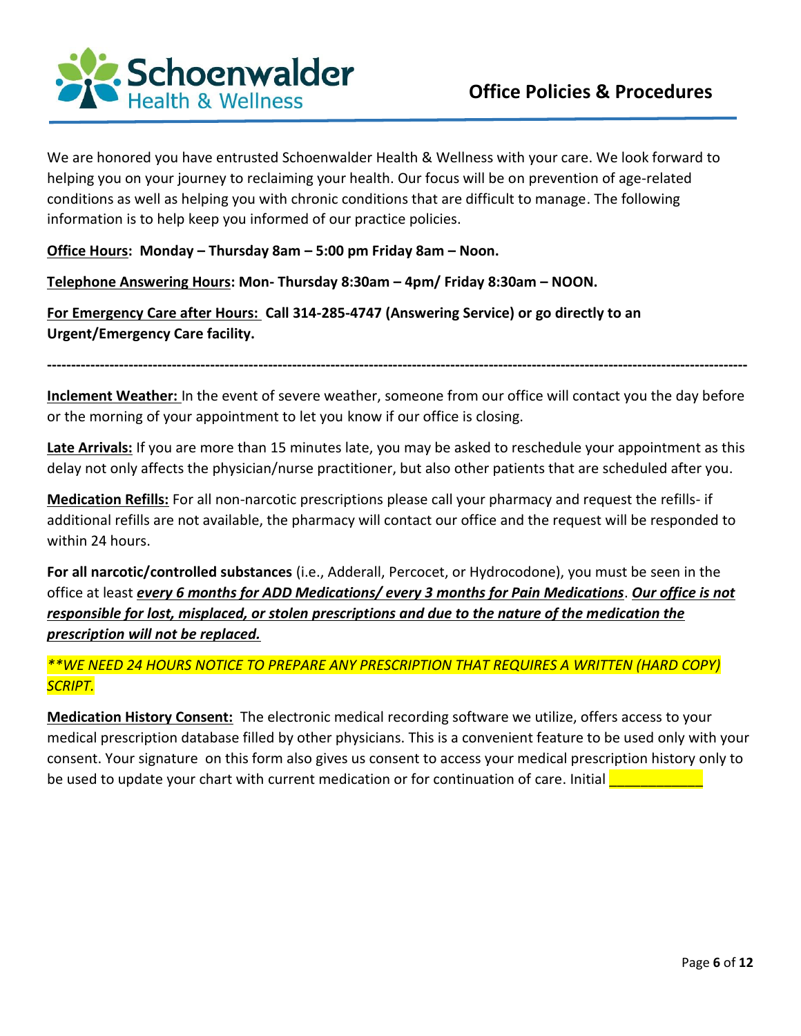Schoenwalder Health & Wellness

# Office Policies & Procedures

We are honored you have entrusted Schoenwalder Health & Wellness with your care. We look forward to helping you on your journey to reclaiming your health. Our focus will be on prevention of age-related conditions as well as helping you with chronic conditions that are difficult to manage. The following information is to help keep you informed of our practice policies.

**Office Hours: Monday – Thursday 8am – 5:00 pm Friday 8am – Noon.**

**Telephone Answering Hours: Mon- Thursday 8:30am – 4pm/ Friday 8:30am – NOON.**

**For Emergency Care after Hours: Call 314-285-4747 (Answering Service) or go directly to an Urgent/Emergency Care facility.**

---

**Inclement Weather:** In the event of severe weather, someone from our office will contact you the day before or the morning of your appointment to let you know if our office is closing.

**Late Arrivals:** If you are more than 15 minutes late, you may be asked to reschedule your appointment as this delay not only affects the physician/nurse practitioner, but also other patients that are scheduled after you.

**Medication Refills:** For all non-narcotic prescriptions please call your pharmacy and request the refills- if additional refills are not available, the pharmacy will contact our office and the request will be responded to within 24 hours.

**For all narcotic/controlled substances** (i.e., Adderall, Percocet, or Hydrocodone), you must be seen in the office at least ***every 6 months for ADD Medications/ every 3 months for Pain Medications***. ***Our office is not responsible for lost, misplaced, or stolen prescriptions and due to the nature of the medication the prescription will not be replaced.***

*\*\*WE NEED 24 HOURS NOTICE TO PREPARE ANY PRESCRIPTION THAT REQUIRES A WRITTEN (HARD COPY) SCRIPT.*

**Medication History Consent:** The electronic medical recording software we utilize, offers access to your medical prescription database filled by other physicians. This is a convenient feature to be used only with your consent. Your signature on this form also gives us consent to access your medical prescription history only to be used to update your chart with current medication or for continuation of care. Initial ____________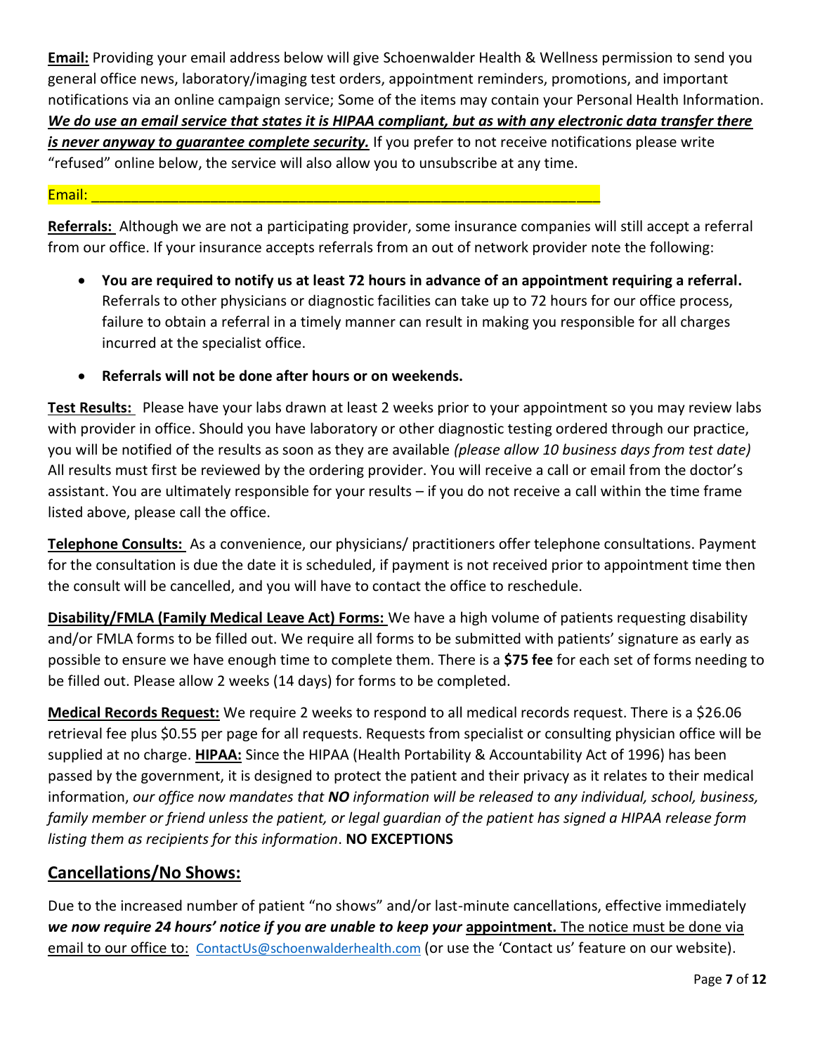**Email:** Providing your email address below will give Schoenwalder Health & Wellness permission to send you general office news, laboratory/imaging test orders, appointment reminders, promotions, and important notifications via an online campaign service; Some of the items may contain your Personal Health Information. ***We do use an email service that states it is HIPAA compliant, but as with any electronic data transfer there is never anyway to guarantee complete security.*** If you prefer to not receive notifications please write "refused" online below, the service will also allow you to unsubscribe at any time.

Email: ___________________________________________________________

**Referrals:** Although we are not a participating provider, some insurance companies will still accept a referral from our office. If your insurance accepts referrals from an out of network provider note the following:

- **You are required to notify us at least 72 hours in advance of an appointment requiring a referral.** Referrals to other physicians or diagnostic facilities can take up to 72 hours for our office process, failure to obtain a referral in a timely manner can result in making you responsible for all charges incurred at the specialist office.
- **Referrals will not be done after hours or on weekends.**

**Test Results:** Please have your labs drawn at least 2 weeks prior to your appointment so you may review labs with provider in office. Should you have laboratory or other diagnostic testing ordered through our practice, you will be notified of the results as soon as they are available *(please allow 10 business days from test date)* All results must first be reviewed by the ordering provider. You will receive a call or email from the doctor's assistant. You are ultimately responsible for your results – if you do not receive a call within the time frame listed above, please call the office.

**Telephone Consults:** As a convenience, our physicians/ practitioners offer telephone consultations. Payment for the consultation is due the date it is scheduled, if payment is not received prior to appointment time then the consult will be cancelled, and you will have to contact the office to reschedule.

**Disability/FMLA (Family Medical Leave Act) Forms:** We have a high volume of patients requesting disability and/or FMLA forms to be filled out. We require all forms to be submitted with patients' signature as early as possible to ensure we have enough time to complete them. There is a **$75 fee** for each set of forms needing to be filled out. Please allow 2 weeks (14 days) for forms to be completed.

**Medical Records Request:** We require 2 weeks to respond to all medical records request. There is a $26.06 retrieval fee plus $0.55 per page for all requests. Requests from specialist or consulting physician office will be supplied at no charge. **HIPAA:** Since the HIPAA (Health Portability & Accountability Act of 1996) has been passed by the government, it is designed to protect the patient and their privacy as it relates to their medical information, *our office now mandates that **NO** information will be released to any individual, school, business, family member or friend unless the patient, or legal guardian of the patient has signed a HIPAA release form listing them as recipients for this information*. **NO EXCEPTIONS**

## Cancellations/No Shows:

Due to the increased number of patient "no shows" and/or last-minute cancellations, effective immediately ***we now require 24 hours' notice if you are unable to keep your* appointment.** The notice must be done via email to our office to: ContactUs@schoenwalderhealth.com (or use the 'Contact us' feature on our website).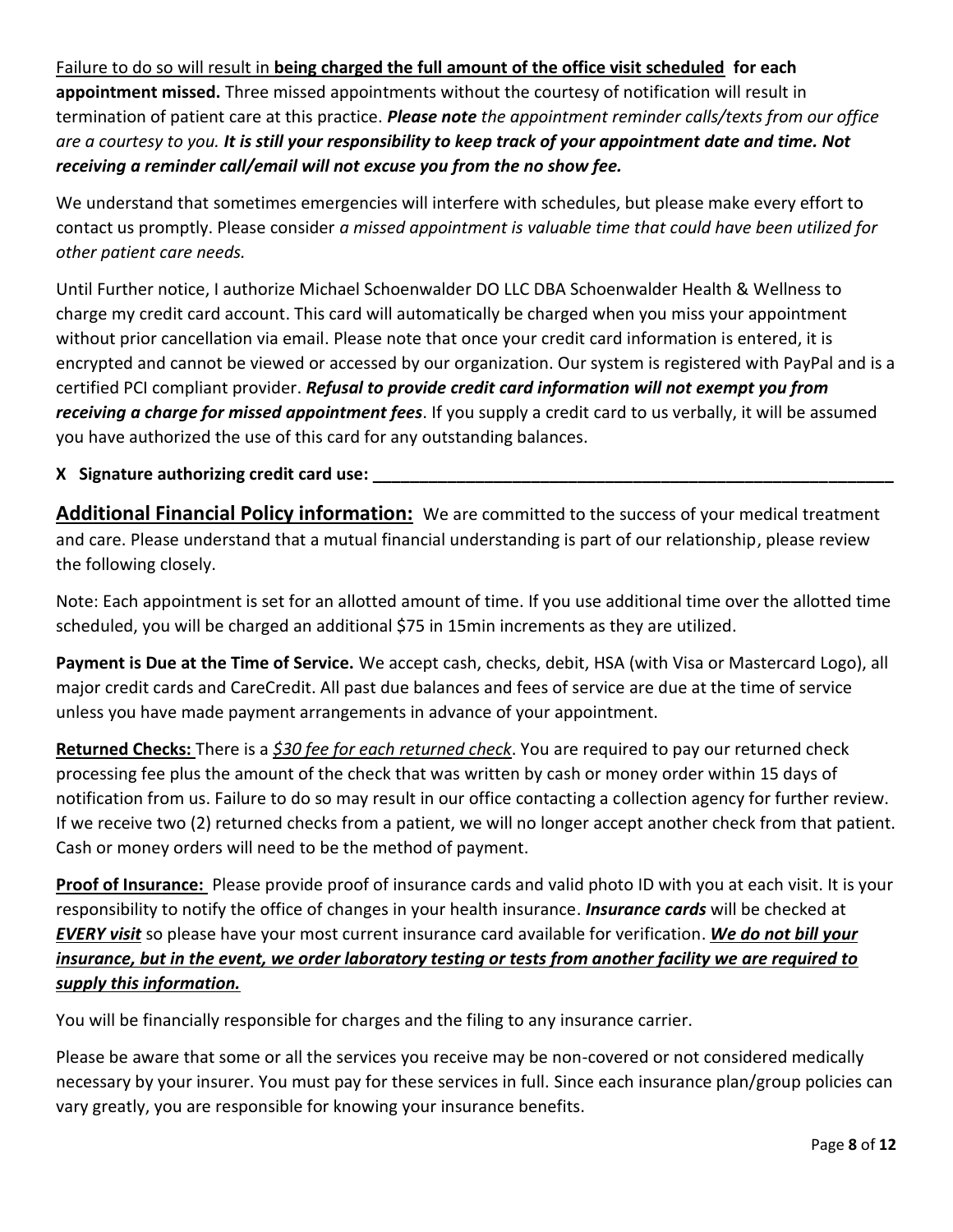<u>Failure to do so will result in</u> **<u>being charged the full amount of the office visit scheduled</u> for each appointment missed.** Three missed appointments without the courtesy of notification will result in termination of patient care at this practice. ***Please note*** *the appointment reminder calls/texts from our office are a courtesy to you.* ***It is still your responsibility to keep track of your appointment date and time. Not receiving a reminder call/email will not excuse you from the no show fee.***

We understand that sometimes emergencies will interfere with schedules, but please make every effort to contact us promptly. Please consider *a missed appointment is valuable time that could have been utilized for other patient care needs.*

Until Further notice, I authorize Michael Schoenwalder DO LLC DBA Schoenwalder Health & Wellness to charge my credit card account. This card will automatically be charged when you miss your appointment without prior cancellation via email. Please note that once your credit card information is entered, it is encrypted and cannot be viewed or accessed by our organization. Our system is registered with PayPal and is a certified PCI compliant provider. ***Refusal to provide credit card information will not exempt you from receiving a charge for missed appointment fees***. If you supply a credit card to us verbally, it will be assumed you have authorized the use of this card for any outstanding balances.

**X Signature authorizing credit card use: ___________________________________________________________**

**<u>Additional Financial Policy information:</u>** We are committed to the success of your medical treatment and care. Please understand that a mutual financial understanding is part of our relationship, please review the following closely.

Note: Each appointment is set for an allotted amount of time. If you use additional time over the allotted time scheduled, you will be charged an additional $75 in 15min increments as they are utilized.

**Payment is Due at the Time of Service.** We accept cash, checks, debit, HSA (with Visa or Mastercard Logo), all major credit cards and CareCredit. All past due balances and fees of service are due at the time of service unless you have made payment arrangements in advance of your appointment.

**<u>Returned Checks:</u>** There is a *<u>$30 fee for each returned check</u>*. You are required to pay our returned check processing fee plus the amount of the check that was written by cash or money order within 15 days of notification from us. Failure to do so may result in our office contacting a collection agency for further review. If we receive two (2) returned checks from a patient, we will no longer accept another check from that patient. Cash or money orders will need to be the method of payment.

**<u>Proof of Insurance:</u>** Please provide proof of insurance cards and valid photo ID with you at each visit. It is your responsibility to notify the office of changes in your health insurance. ***Insurance cards*** will be checked at ***<u>EVERY visit</u>*** so please have your most current insurance card available for verification. ***<u>We do not bill your insurance, but in the event, we order laboratory testing or tests from another facility we are required to supply this information.</u>***

You will be financially responsible for charges and the filing to any insurance carrier.

Please be aware that some or all the services you receive may be non-covered or not considered medically necessary by your insurer. You must pay for these services in full. Since each insurance plan/group policies can vary greatly, you are responsible for knowing your insurance benefits.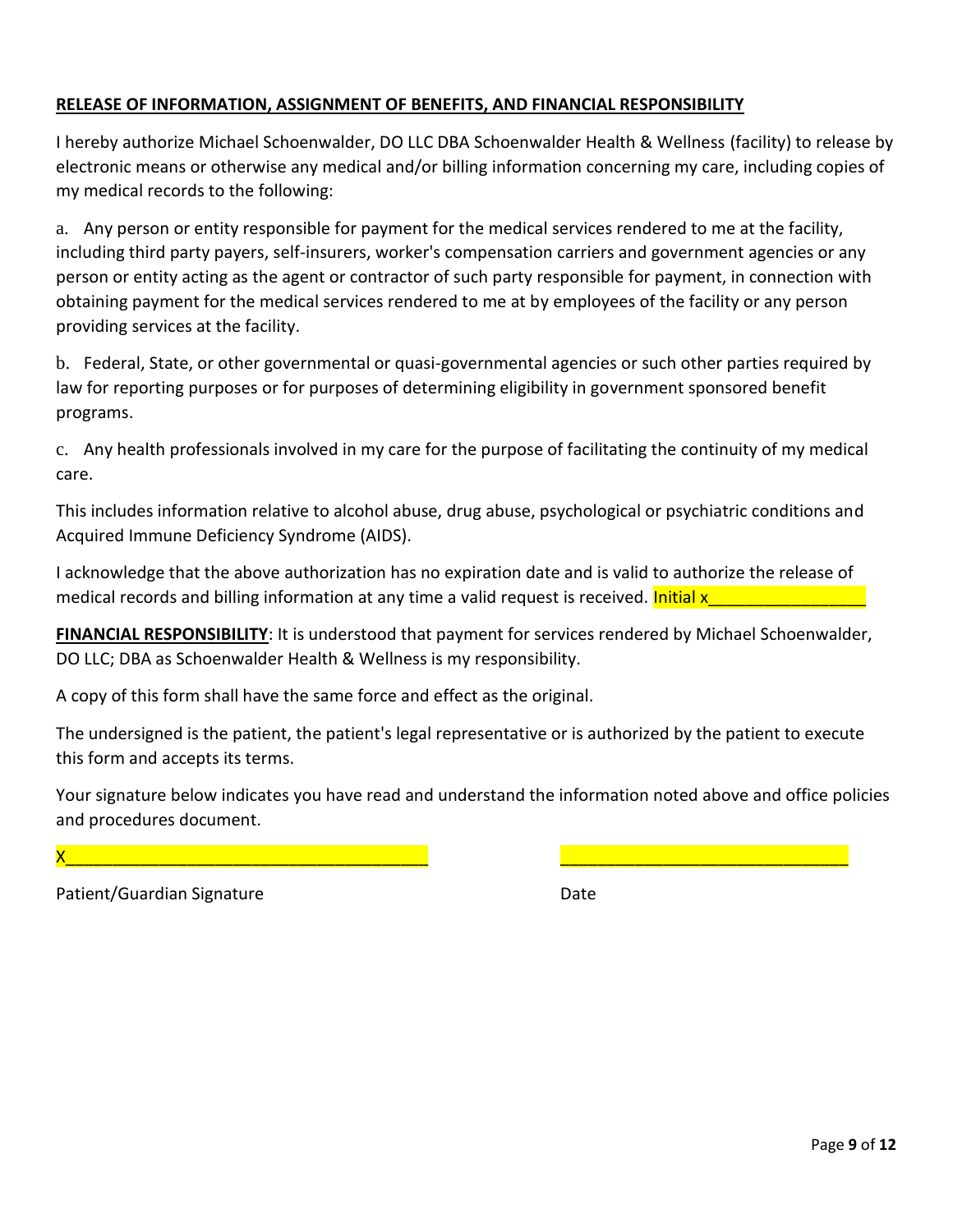**RELEASE OF INFORMATION, ASSIGNMENT OF BENEFITS, AND FINANCIAL RESPONSIBILITY**

I hereby authorize Michael Schoenwalder, DO LLC DBA Schoenwalder Health & Wellness (facility) to release by electronic means or otherwise any medical and/or billing information concerning my care, including copies of my medical records to the following:

a. Any person or entity responsible for payment for the medical services rendered to me at the facility, including third party payers, self-insurers, worker's compensation carriers and government agencies or any person or entity acting as the agent or contractor of such party responsible for payment, in connection with obtaining payment for the medical services rendered to me at by employees of the facility or any person providing services at the facility.

b. Federal, State, or other governmental or quasi-governmental agencies or such other parties required by law for reporting purposes or for purposes of determining eligibility in government sponsored benefit programs.

c. Any health professionals involved in my care for the purpose of facilitating the continuity of my medical care.

This includes information relative to alcohol abuse, drug abuse, psychological or psychiatric conditions and Acquired Immune Deficiency Syndrome (AIDS).

I acknowledge that the above authorization has no expiration date and is valid to authorize the release of medical records and billing information at any time a valid request is received. Initial x________________

**FINANCIAL RESPONSIBILITY**: It is understood that payment for services rendered by Michael Schoenwalder, DO LLC; DBA as Schoenwalder Health & Wellness is my responsibility.

A copy of this form shall have the same force and effect as the original.

The undersigned is the patient, the patient's legal representative or is authorized by the patient to execute this form and accepts its terms.

Your signature below indicates you have read and understand the information noted above and office policies and procedures document.

X_____________________________________ ______________________________

Patient/Guardian Signature Date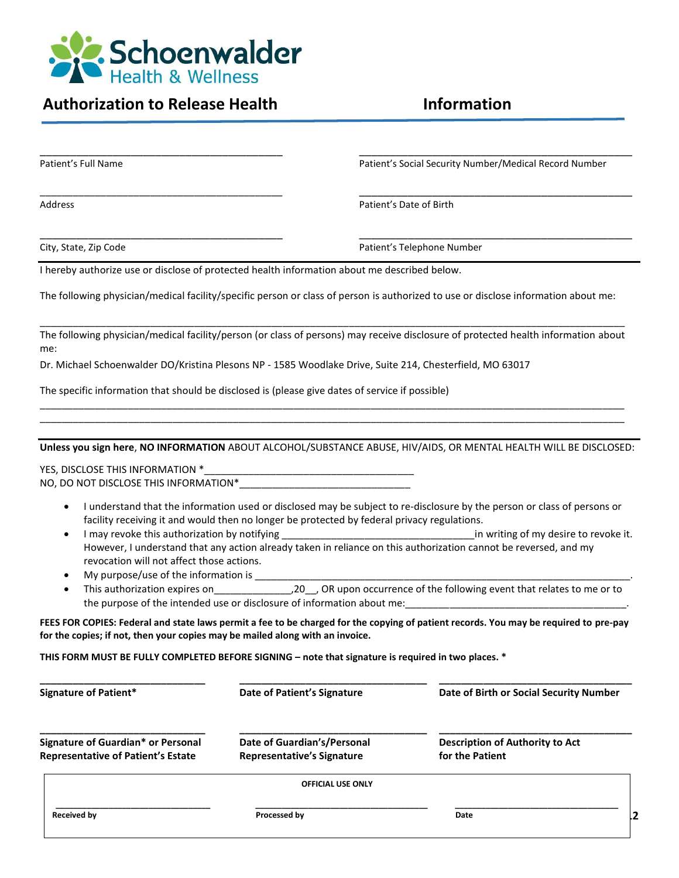Schoenwalder Health & Wellness

## Authorization to Release Health Information

| | |
|---|---|
| ______________________________ | ______________________________ |
| Patient's Full Name | Patient's Social Security Number/Medical Record Number |
| ______________________________ | ______________________________ |
| Address | Patient's Date of Birth |
| ______________________________ | ______________________________ |
| City, State, Zip Code | Patient's Telephone Number |

I hereby authorize use or disclose of protected health information about me described below.

The following physician/medical facility/specific person or class of person is authorized to use or disclose information about me:

______________________________________________________________________________

The following physician/medical facility/person (or class of persons) may receive disclosure of protected health information about me:

Dr. Michael Schoenwalder DO/Kristina Plesons NP - 1585 Woodlake Drive, Suite 214, Chesterfield, MO 63017

The specific information that should be disclosed is (please give dates of service if possible)

______________________________________________________________________________
______________________________________________________________________________

**Unless you sign here**, **NO INFORMATION** ABOUT ALCOHOL/SUBSTANCE ABUSE, HIV/AIDS, OR MENTAL HEALTH WILL BE DISCLOSED:

YES, DISCLOSE THIS INFORMATION *______________________________
NO, DO NOT DISCLOSE THIS INFORMATION*______________________________

- I understand that the information used or disclosed may be subject to re-disclosure by the person or class of persons or facility receiving it and would then no longer be protected by federal privacy regulations.
- I may revoke this authorization by notifying ______________________________in writing of my desire to revoke it. However, I understand that any action already taken in reliance on this authorization cannot be reversed, and my revocation will not affect those actions.
- My purpose/use of the information is ______________________________________________________.
- This authorization expires on______________,20__, OR upon occurrence of the following event that relates to me or to the purpose of the intended use or disclosure of information about me:______________________________.

**FEES FOR COPIES: Federal and state laws permit a fee to be charged for the copying of patient records. You may be required to pre-pay for the copies; if not, then your copies may be mailed along with an invoice.**

**THIS FORM MUST BE FULLY COMPLETED BEFORE SIGNING – note that signature is required in two places. ***

| | | |
|---|---|---|
| ______________________ | ______________________ | ______________________ |
| **Signature of Patient*** | **Date of Patient's Signature** | **Date of Birth or Social Security Number** |
| ______________________ | ______________________ | ______________________ |
| **Signature of Guardian* or Personal Representative of Patient's Estate** | **Date of Guardian's/Personal Representative's Signature** | **Description of Authority to Act for the Patient** |

**OFFICIAL USE ONLY**

| | | |
|---|---|---|
| ______________________ | ______________________ | ______________________ |
| **Received by** | **Processed by** | **Date** |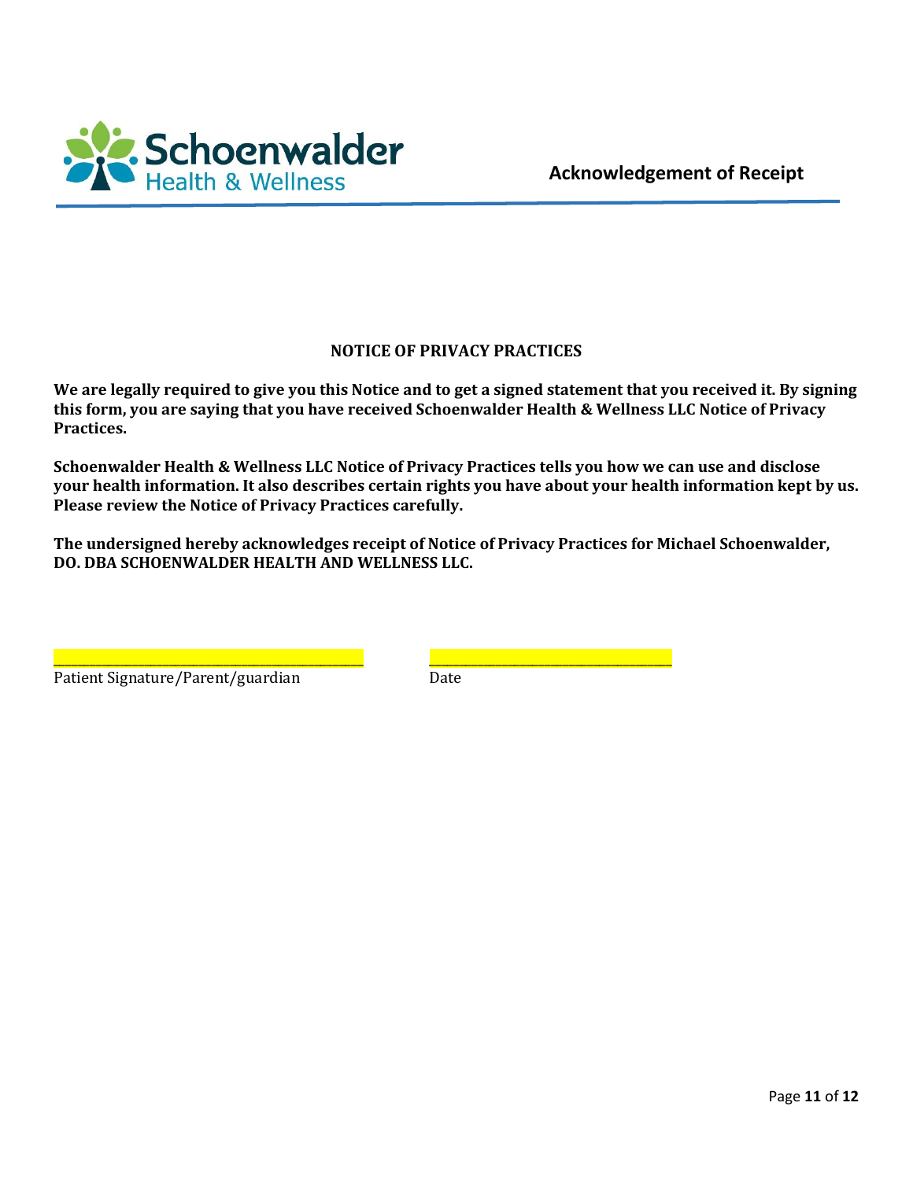Schoenwalder
Health & Wellness

**Acknowledgement of Receipt**

## NOTICE OF PRIVACY PRACTICES

**We are legally required to give you this Notice and to get a signed statement that you received it. By signing this form, you are saying that you have received Schoenwalder Health & Wellness LLC Notice of Privacy Practices.**

**Schoenwalder Health & Wellness LLC Notice of Privacy Practices tells you how we can use and disclose your health information. It also describes certain rights you have about your health information kept by us. Please review the Notice of Privacy Practices carefully.**

**The undersigned hereby acknowledges receipt of Notice of Privacy Practices for Michael Schoenwalder, DO. DBA SCHOENWALDER HEALTH AND WELLNESS LLC.**

_________________________________________ 　　　　 ________________________________

Patient Signature/Parent/guardian 　　　　　　　　 Date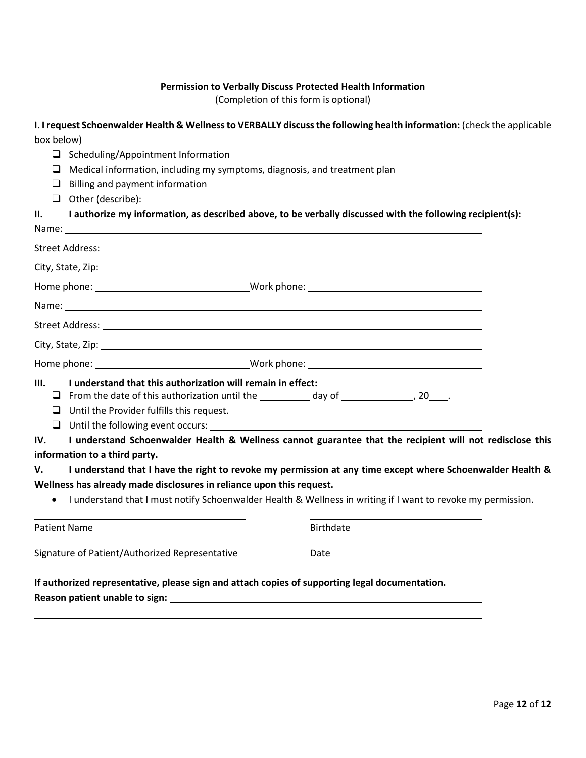**Permission to Verbally Discuss Protected Health Information**

(Completion of this form is optional)

**I. I request Schoenwalder Health & Wellness to VERBALLY discuss the following health information:** (check the applicable box below)

- ☐ Scheduling/Appointment Information
- ☐ Medical information, including my symptoms, diagnosis, and treatment plan
- ☐ Billing and payment information
- ☐ Other (describe): ______________________________________________

**II. I authorize my information, as described above, to be verbally discussed with the following recipient(s):**

Name: ______________________________________________

Street Address: ______________________________________________

City, State, Zip: ______________________________________________

Home phone: ____________________ Work phone: ____________________

Name: ______________________________________________

Street Address: ______________________________________________

City, State, Zip: ______________________________________________

Home phone: ____________________ Work phone: ____________________

**III. I understand that this authorization will remain in effect:**

- ☐ From the date of this authorization until the __________ day of ______________, 20____.
- ☐ Until the Provider fulfills this request.
- ☐ Until the following event occurs: ______________________________________________

**IV. I understand Schoenwalder Health & Wellness cannot guarantee that the recipient will not redisclose this information to a third party.**

**V. I understand that I have the right to revoke my permission at any time except where Schoenwalder Health & Wellness has already made disclosures in reliance upon this request.**

- I understand that I must notify Schoenwalder Health & Wellness in writing if I want to revoke my permission.

______________________________ ______________________________

Patient Name Birthdate

______________________________ ______________________________

Signature of Patient/Authorized Representative Date

**If authorized representative, please sign and attach copies of supporting legal documentation.**

**Reason patient unable to sign:** ______________________________________________

______________________________________________